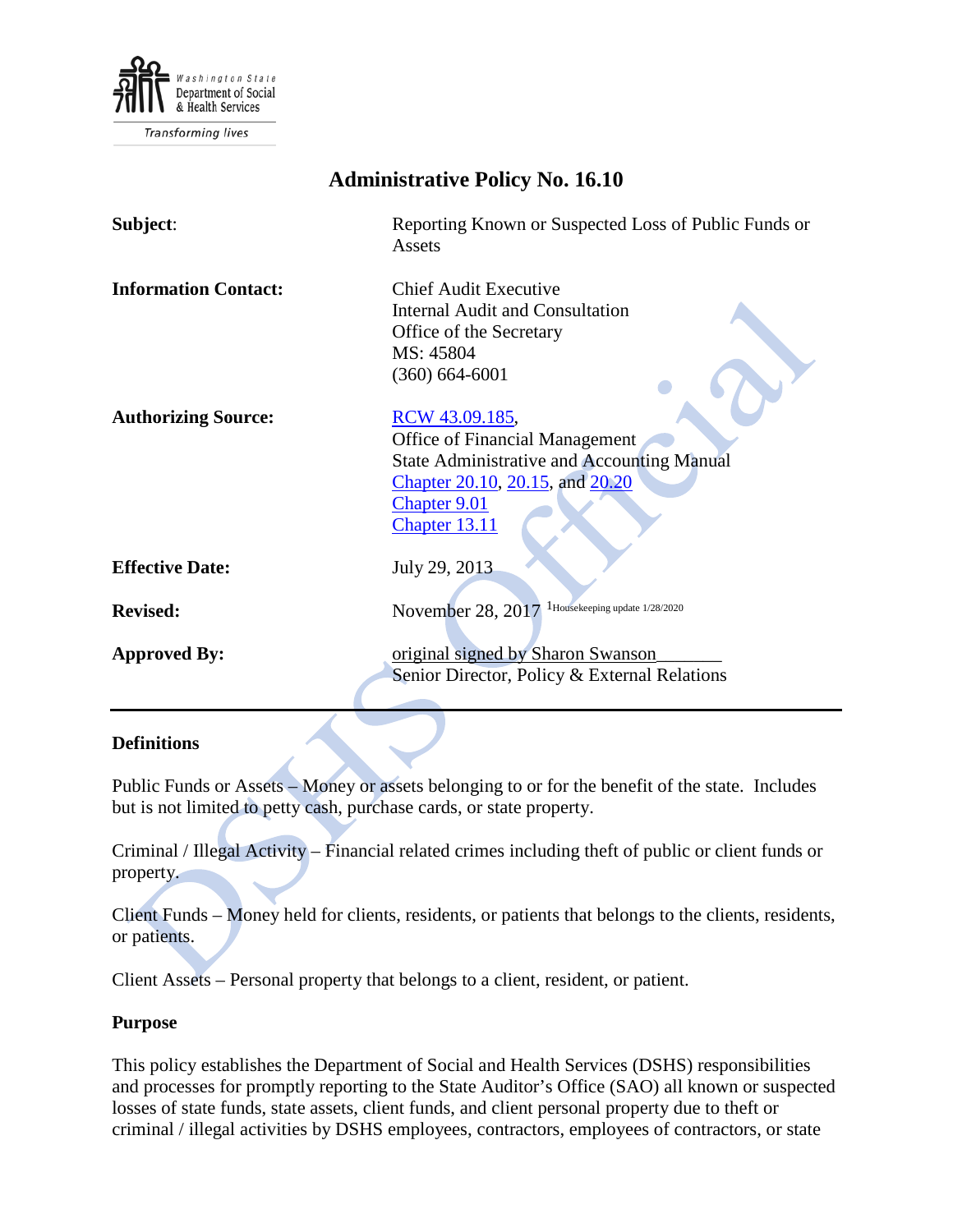Washington State Department of Social & Health Services

Transforming lives

# Administrative Policy No. 16.10

| | |
|---|---|
| **Subject**: | Reporting Known or Suspected Loss of Public Funds or Assets |
| **Information Contact:** | Chief Audit Executive<br>Internal Audit and Consultation<br>Office of the Secretary<br>MS: 45804<br>(360) 664-6001 |
| **Authorizing Source:** | RCW 43.09.185,<br>Office of Financial Management<br>State Administrative and Accounting Manual<br>Chapter 20.10, 20.15, and 20.20<br>Chapter 9.01<br>Chapter 13.11 |
| **Effective Date:** | July 29, 2013 |
| **Revised:** | November 28, 2017 [1]Housekeeping update 1/28/2020 |
| **Approved By:** | original signed by Sharon Swanson_______<br>Senior Director, Policy & External Relations |

---

## Definitions

Public Funds or Assets – Money or assets belonging to or for the benefit of the state. Includes but is not limited to petty cash, purchase cards, or state property.

Criminal / Illegal Activity – Financial related crimes including theft of public or client funds or property.

Client Funds – Money held for clients, residents, or patients that belongs to the clients, residents, or patients.

Client Assets – Personal property that belongs to a client, resident, or patient.

## Purpose

This policy establishes the Department of Social and Health Services (DSHS) responsibilities and processes for promptly reporting to the State Auditor's Office (SAO) all known or suspected losses of state funds, state assets, client funds, and client personal property due to theft or criminal / illegal activities by DSHS employees, contractors, employees of contractors, or state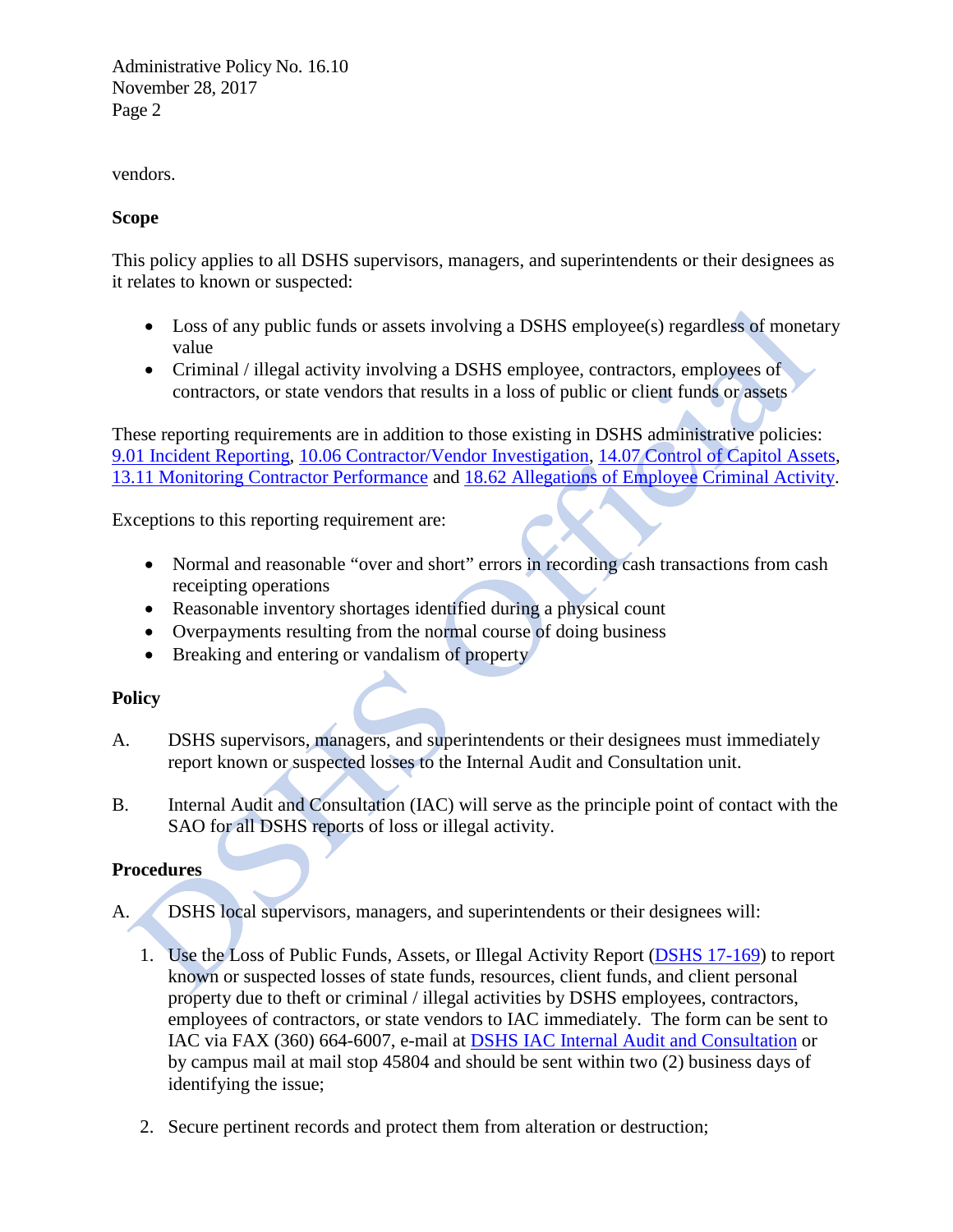vendors.

**Scope**

This policy applies to all DSHS supervisors, managers, and superintendents or their designees as it relates to known or suspected:

- Loss of any public funds or assets involving a DSHS employee(s) regardless of monetary value
- Criminal / illegal activity involving a DSHS employee, contractors, employees of contractors, or state vendors that results in a loss of public or client funds or assets

These reporting requirements are in addition to those existing in DSHS administrative policies: 9.01 Incident Reporting, 10.06 Contractor/Vendor Investigation, 14.07 Control of Capitol Assets, 13.11 Monitoring Contractor Performance and 18.62 Allegations of Employee Criminal Activity.

Exceptions to this reporting requirement are:

- Normal and reasonable "over and short" errors in recording cash transactions from cash receipting operations
- Reasonable inventory shortages identified during a physical count
- Overpayments resulting from the normal course of doing business
- Breaking and entering or vandalism of property

**Policy**

A. DSHS supervisors, managers, and superintendents or their designees must immediately report known or suspected losses to the Internal Audit and Consultation unit.

B. Internal Audit and Consultation (IAC) will serve as the principle point of contact with the SAO for all DSHS reports of loss or illegal activity.

**Procedures**

A. DSHS local supervisors, managers, and superintendents or their designees will:

1. Use the Loss of Public Funds, Assets, or Illegal Activity Report (DSHS 17-169) to report known or suspected losses of state funds, resources, client funds, and client personal property due to theft or criminal / illegal activities by DSHS employees, contractors, employees of contractors, or state vendors to IAC immediately. The form can be sent to IAC via FAX (360) 664-6007, e-mail at DSHS IAC Internal Audit and Consultation or by campus mail at mail stop 45804 and should be sent within two (2) business days of identifying the issue;

2. Secure pertinent records and protect them from alteration or destruction;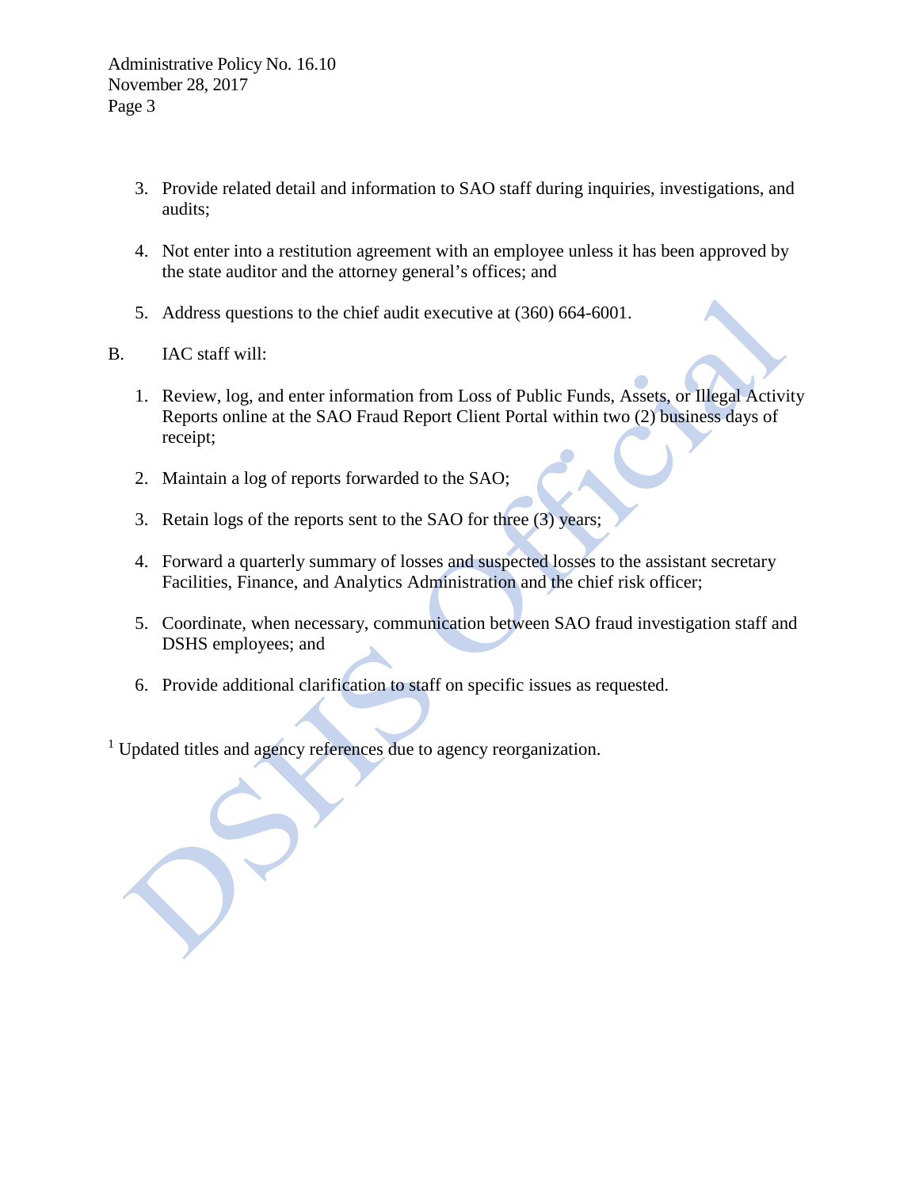3. Provide related detail and information to SAO staff during inquiries, investigations, and audits;

4. Not enter into a restitution agreement with an employee unless it has been approved by the state auditor and the attorney general's offices; and

5. Address questions to the chief audit executive at (360) 664-6001.

B. IAC staff will:

1. Review, log, and enter information from Loss of Public Funds, Assets, or Illegal Activity Reports online at the SAO Fraud Report Client Portal within two (2) business days of receipt;

2. Maintain a log of reports forwarded to the SAO;

3. Retain logs of the reports sent to the SAO for three (3) years;

4. Forward a quarterly summary of losses and suspected losses to the assistant secretary Facilities, Finance, and Analytics Administration and the chief risk officer;

5. Coordinate, when necessary, communication between SAO fraud investigation staff and DSHS employees; and

6. Provide additional clarification to staff on specific issues as requested.

[1] Updated titles and agency references due to agency reorganization.